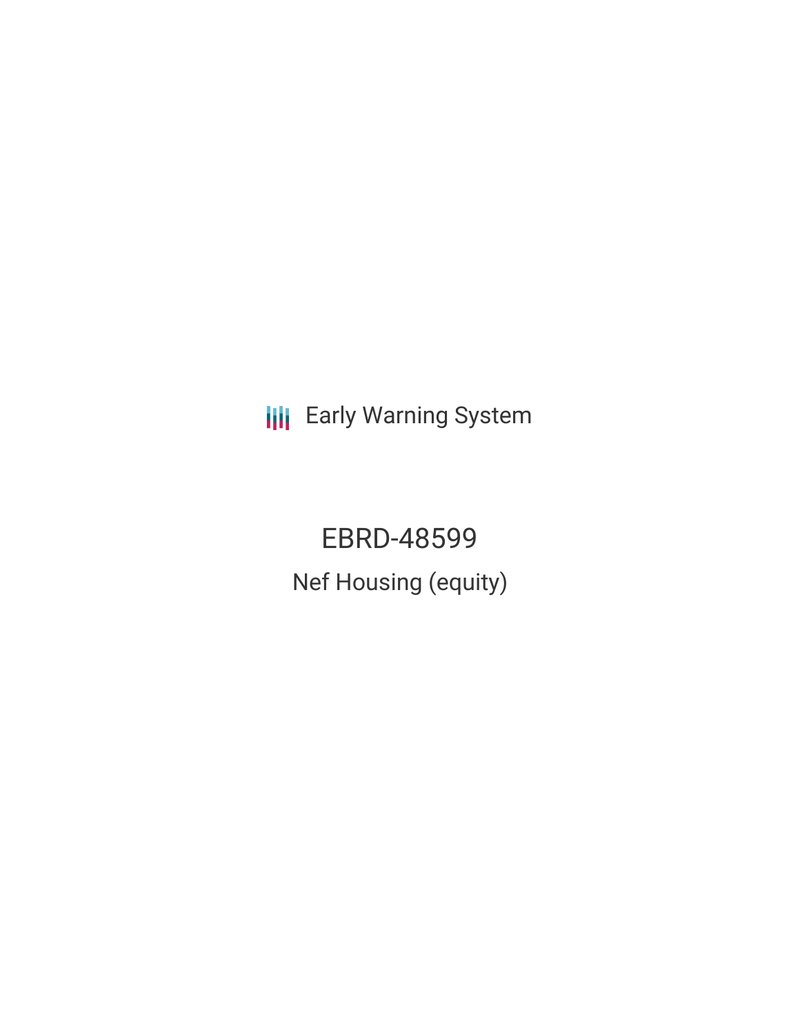Early Warning System

# EBRD-48599

## Nef Housing (equity)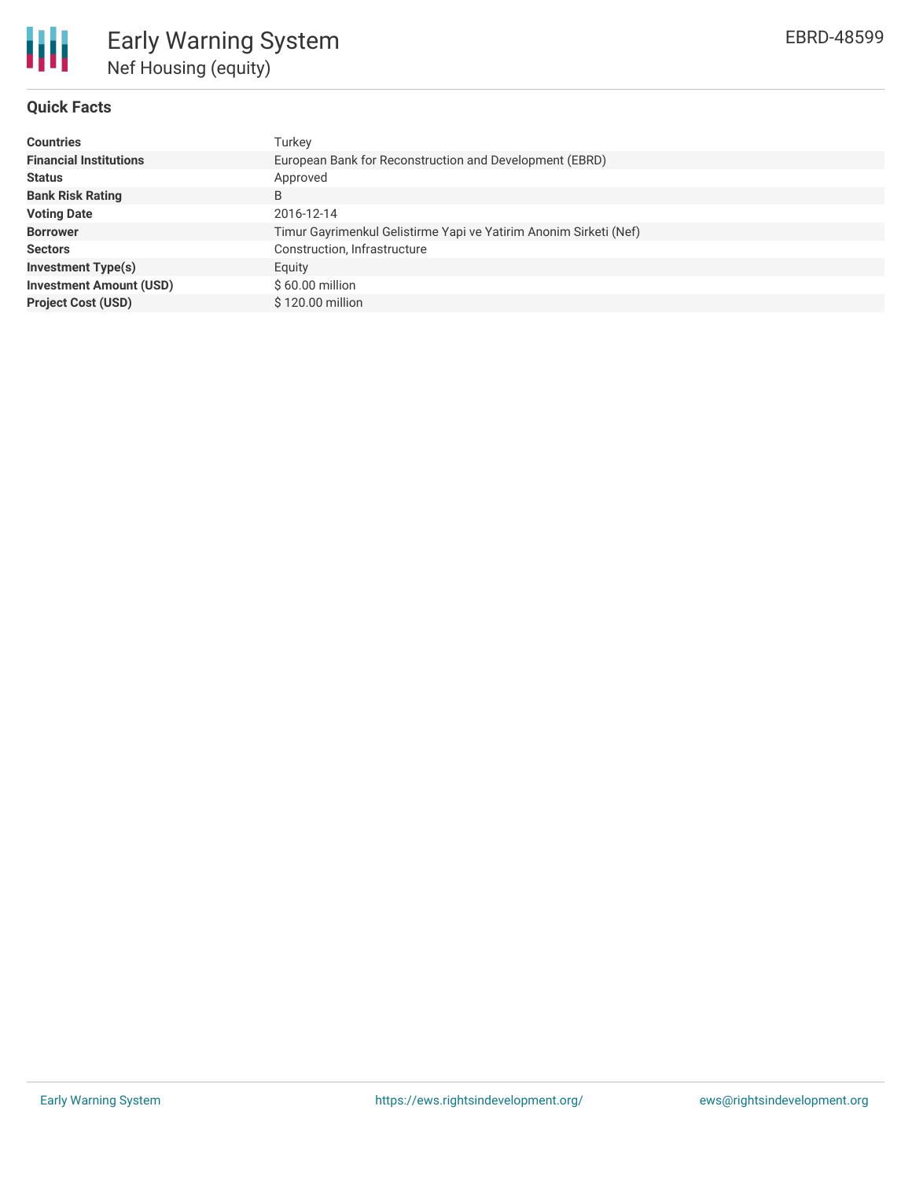# Early Warning System

## Nef Housing (equity)

EBRD-48599

### Quick Facts

| | |
|---|---|
| **Countries** | Turkey |
| **Financial Institutions** | European Bank for Reconstruction and Development (EBRD) |
| **Status** | Approved |
| **Bank Risk Rating** | B |
| **Voting Date** | 2016-12-14 |
| **Borrower** | Timur Gayrimenkul Gelistirme Yapi ve Yatirim Anonim Sirketi (Nef) |
| **Sectors** | Construction, Infrastructure |
| **Investment Type(s)** | Equity |
| **Investment Amount (USD)** | $ 60.00 million |
| **Project Cost (USD)** | $ 120.00 million |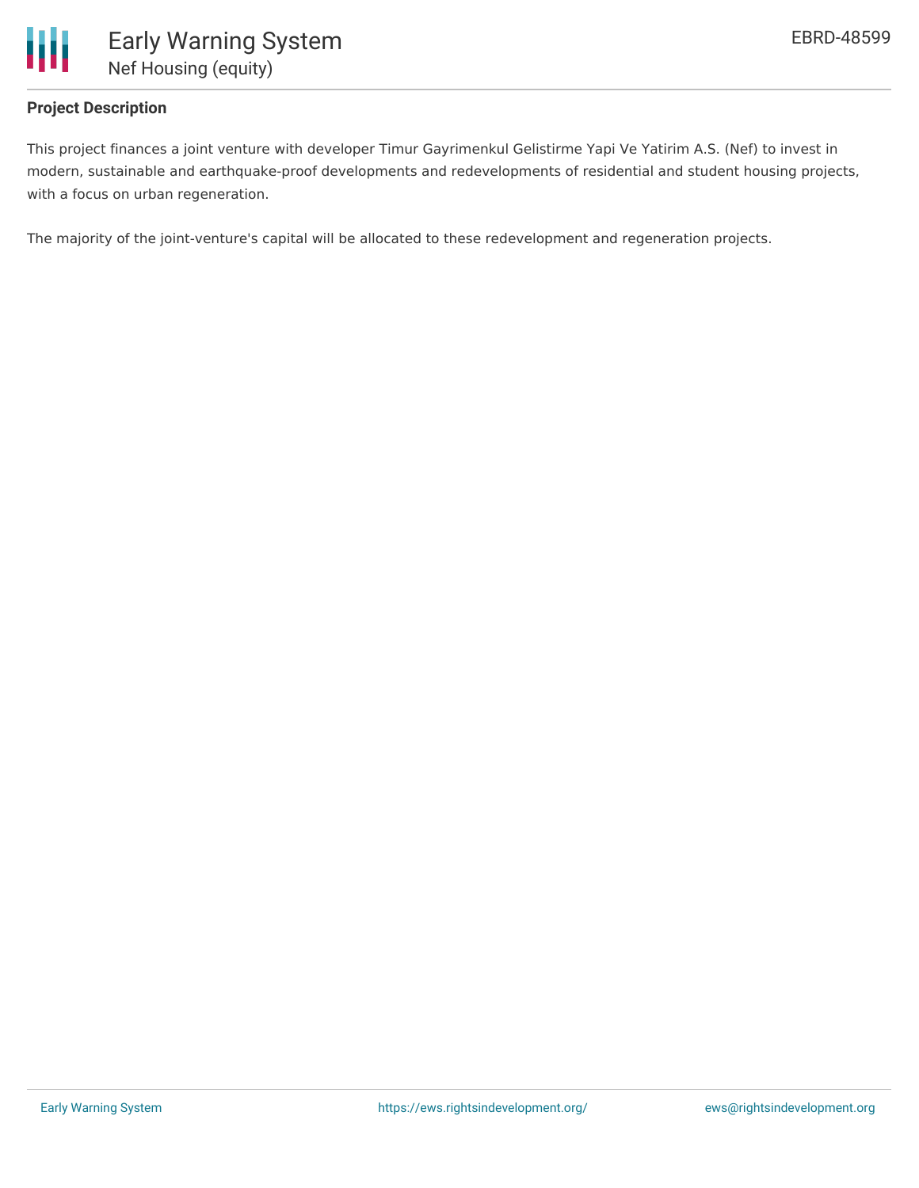### Project Description

This project finances a joint venture with developer Timur Gayrimenkul Gelistirme Yapi Ve Yatirim A.S. (Nef) to invest in modern, sustainable and earthquake-proof developments and redevelopments of residential and student housing projects, with a focus on urban regeneration.

The majority of the joint-venture's capital will be allocated to these redevelopment and regeneration projects.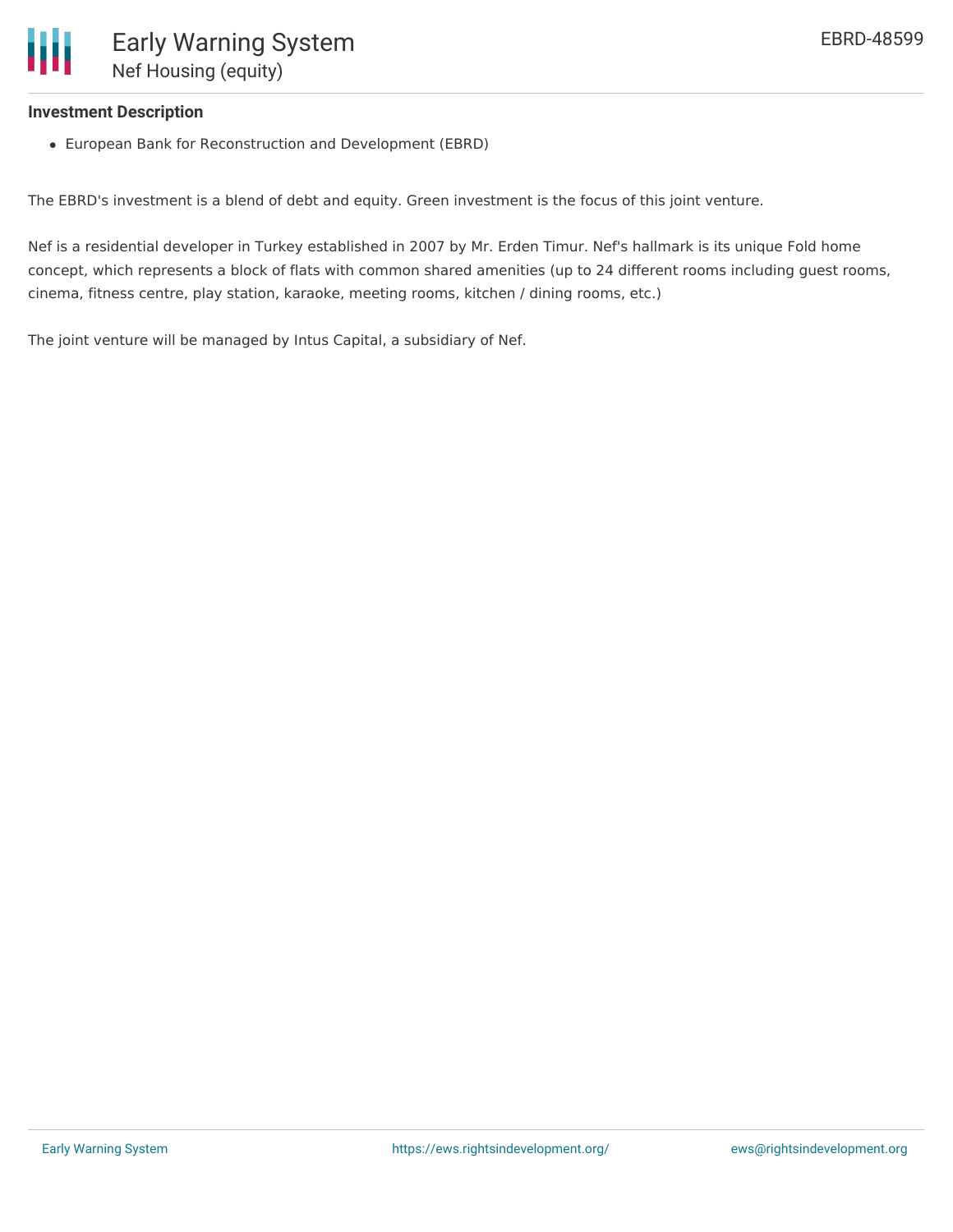**Investment Description**

- European Bank for Reconstruction and Development (EBRD)

The EBRD's investment is a blend of debt and equity. Green investment is the focus of this joint venture.

Nef is a residential developer in Turkey established in 2007 by Mr. Erden Timur. Nef's hallmark is its unique Fold home concept, which represents a block of flats with common shared amenities (up to 24 different rooms including guest rooms, cinema, fitness centre, play station, karaoke, meeting rooms, kitchen / dining rooms, etc.)

The joint venture will be managed by Intus Capital, a subsidiary of Nef.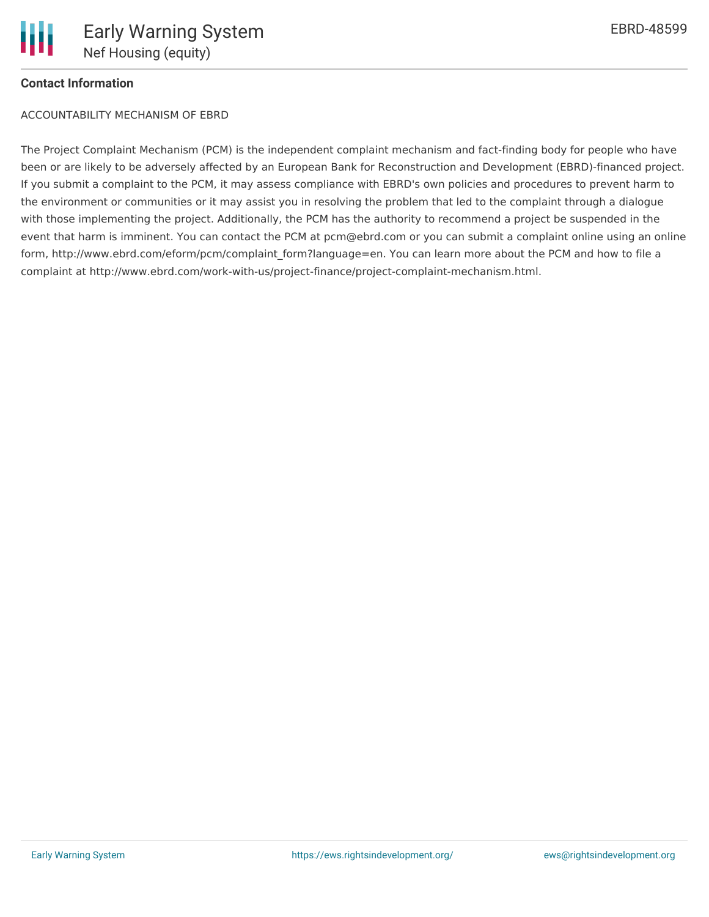**Contact Information**

ACCOUNTABILITY MECHANISM OF EBRD

The Project Complaint Mechanism (PCM) is the independent complaint mechanism and fact-finding body for people who have been or are likely to be adversely affected by an European Bank for Reconstruction and Development (EBRD)-financed project. If you submit a complaint to the PCM, it may assess compliance with EBRD's own policies and procedures to prevent harm to the environment or communities or it may assist you in resolving the problem that led to the complaint through a dialogue with those implementing the project. Additionally, the PCM has the authority to recommend a project be suspended in the event that harm is imminent. You can contact the PCM at pcm@ebrd.com or you can submit a complaint online using an online form, http://www.ebrd.com/eform/pcm/complaint_form?language=en. You can learn more about the PCM and how to file a complaint at http://www.ebrd.com/work-with-us/project-finance/project-complaint-mechanism.html.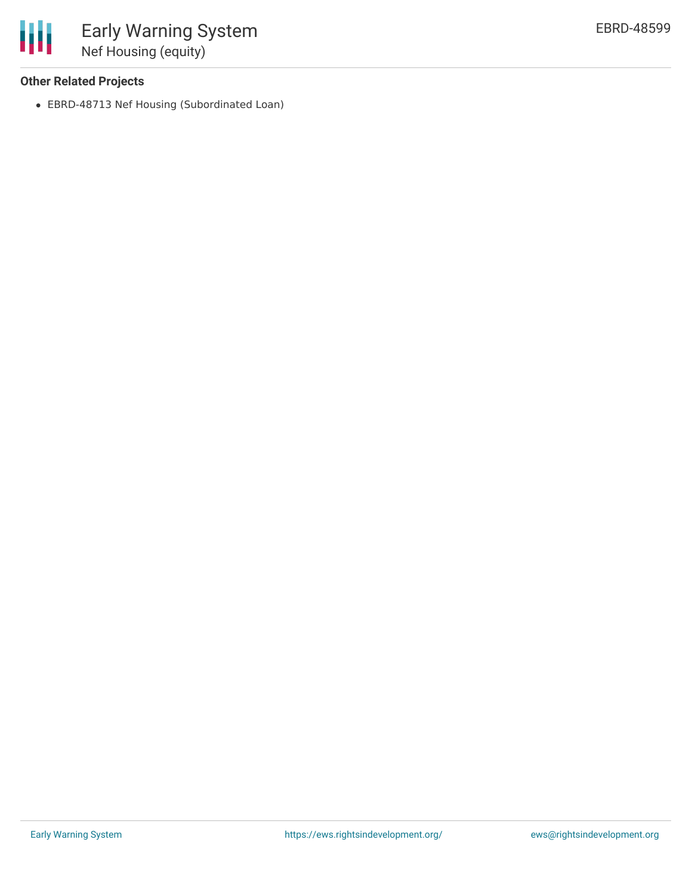### Other Related Projects

- EBRD-48713 Nef Housing (Subordinated Loan)